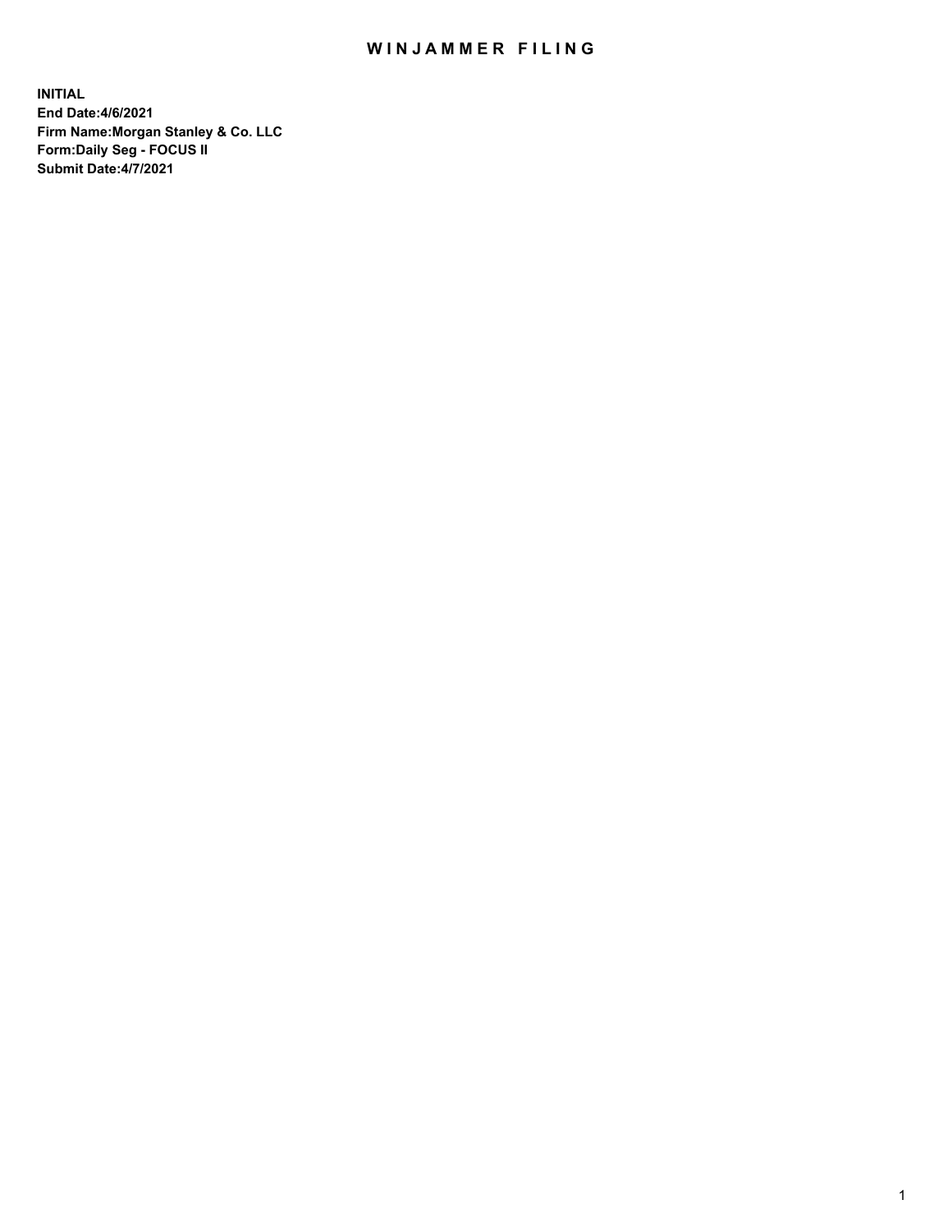# WINJAMMER FILING

**INITIAL**
**End Date:4/6/2021**
**Firm Name:Morgan Stanley & Co. LLC**
**Form:Daily Seg - FOCUS II**
**Submit Date:4/7/2021**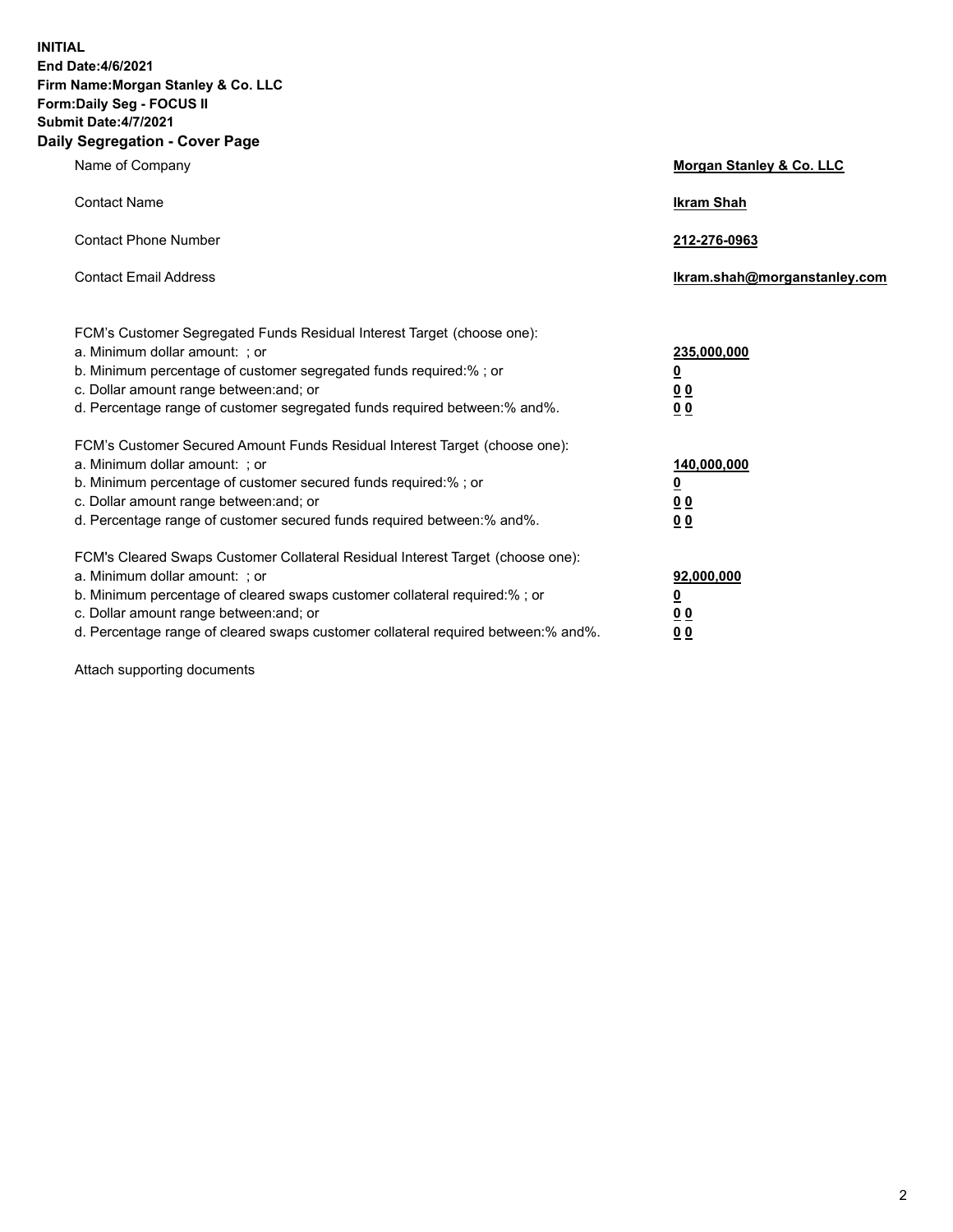**INITIAL**
**End Date:4/6/2021**
**Firm Name:Morgan Stanley & Co. LLC**
**Form:Daily Seg - FOCUS II**
**Submit Date:4/7/2021**

## Daily Segregation - Cover Page

| | |
|---|---|
| Name of Company | **Morgan Stanley & Co. LLC** |
| Contact Name | **Ikram Shah** |
| Contact Phone Number | **212-276-0963** |
| Contact Email Address | **Ikram.shah@morganstanley.com** |

| | |
|---|---|
| FCM's Customer Segregated Funds Residual Interest Target (choose one): | |
| a. Minimum dollar amount: ; or | **235,000,000** |
| b. Minimum percentage of customer segregated funds required:% ; or | **0** |
| c. Dollar amount range between:and; or | **0 0** |
| d. Percentage range of customer segregated funds required between:% and%. | **0 0** |
| FCM's Customer Secured Amount Funds Residual Interest Target (choose one): | |
| a. Minimum dollar amount: ; or | **140,000,000** |
| b. Minimum percentage of customer secured funds required:% ; or | **0** |
| c. Dollar amount range between:and; or | **0 0** |
| d. Percentage range of customer secured funds required between:% and%. | **0 0** |
| FCM's Cleared Swaps Customer Collateral Residual Interest Target (choose one): | |
| a. Minimum dollar amount: ; or | **92,000,000** |
| b. Minimum percentage of cleared swaps customer collateral required:% ; or | **0** |
| c. Dollar amount range between:and; or | **0 0** |
| d. Percentage range of cleared swaps customer collateral required between:% and%. | **0 0** |

Attach supporting documents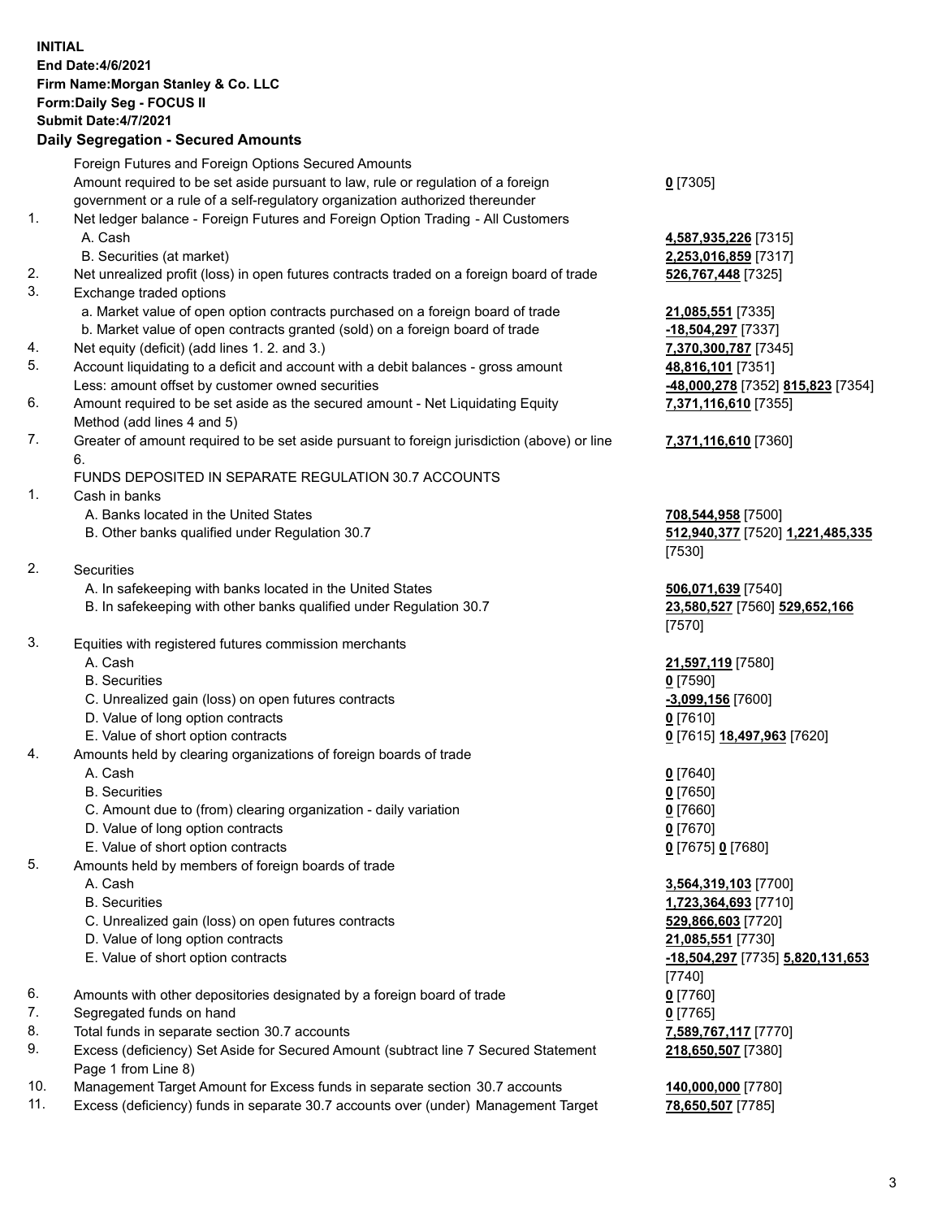**INITIAL**
**End Date:4/6/2021**
**Firm Name:Morgan Stanley & Co. LLC**
**Form:Daily Seg - FOCUS II**
**Submit Date:4/7/2021**

**Daily Segregation - Secured Amounts**

| | | |
|---|---|---|
| | Foreign Futures and Foreign Options Secured Amounts | |
| | Amount required to be set aside pursuant to law, rule or regulation of a foreign government or a rule of a self-regulatory organization authorized thereunder | **0** [7305] |
| 1. | Net ledger balance - Foreign Futures and Foreign Option Trading - All Customers | |
| | A. Cash | **4,587,935,226** [7315] |
| | B. Securities (at market) | **2,253,016,859** [7317] |
| 2. | Net unrealized profit (loss) in open futures contracts traded on a foreign board of trade | **526,767,448** [7325] |
| 3. | Exchange traded options | |
| | a. Market value of open option contracts purchased on a foreign board of trade | **21,085,551** [7335] |
| | b. Market value of open contracts granted (sold) on a foreign board of trade | **-18,504,297** [7337] |
| 4. | Net equity (deficit) (add lines 1. 2. and 3.) | **7,370,300,787** [7345] |
| 5. | Account liquidating to a deficit and account with a debit balances - gross amount | **48,816,101** [7351] |
| | Less: amount offset by customer owned securities | **-48,000,278** [7352] **815,823** [7354] |
| 6. | Amount required to be set aside as the secured amount - Net Liquidating Equity Method (add lines 4 and 5) | **7,371,116,610** [7355] |
| 7. | Greater of amount required to be set aside pursuant to foreign jurisdiction (above) or line 6. | **7,371,116,610** [7360] |
| | FUNDS DEPOSITED IN SEPARATE REGULATION 30.7 ACCOUNTS | |
| 1. | Cash in banks | |
| | A. Banks located in the United States | **708,544,958** [7500] |
| | B. Other banks qualified under Regulation 30.7 | **512,940,377** [7520] **1,221,485,335** [7530] |
| 2. | Securities | |
| | A. In safekeeping with banks located in the United States | **506,071,639** [7540] |
| | B. In safekeeping with other banks qualified under Regulation 30.7 | **23,580,527** [7560] **529,652,166** [7570] |
| 3. | Equities with registered futures commission merchants | |
| | A. Cash | **21,597,119** [7580] |
| | B. Securities | **0** [7590] |
| | C. Unrealized gain (loss) on open futures contracts | **-3,099,156** [7600] |
| | D. Value of long option contracts | **0** [7610] |
| | E. Value of short option contracts | **0** [7615] **18,497,963** [7620] |
| 4. | Amounts held by clearing organizations of foreign boards of trade | |
| | A. Cash | **0** [7640] |
| | B. Securities | **0** [7650] |
| | C. Amount due to (from) clearing organization - daily variation | **0** [7660] |
| | D. Value of long option contracts | **0** [7670] |
| | E. Value of short option contracts | **0** [7675] **0** [7680] |
| 5. | Amounts held by members of foreign boards of trade | |
| | A. Cash | **3,564,319,103** [7700] |
| | B. Securities | **1,723,364,693** [7710] |
| | C. Unrealized gain (loss) on open futures contracts | **529,866,603** [7720] |
| | D. Value of long option contracts | **21,085,551** [7730] |
| | E. Value of short option contracts | **-18,504,297** [7735] **5,820,131,653** [7740] |
| 6. | Amounts with other depositories designated by a foreign board of trade | **0** [7760] |
| 7. | Segregated funds on hand | **0** [7765] |
| 8. | Total funds in separate section 30.7 accounts | **7,589,767,117** [7770] |
| 9. | Excess (deficiency) Set Aside for Secured Amount (subtract line 7 Secured Statement Page 1 from Line 8) | **218,650,507** [7380] |
| 10. | Management Target Amount for Excess funds in separate section 30.7 accounts | **140,000,000** [7780] |
| 11. | Excess (deficiency) funds in separate 30.7 accounts over (under) Management Target | **78,650,507** [7785] |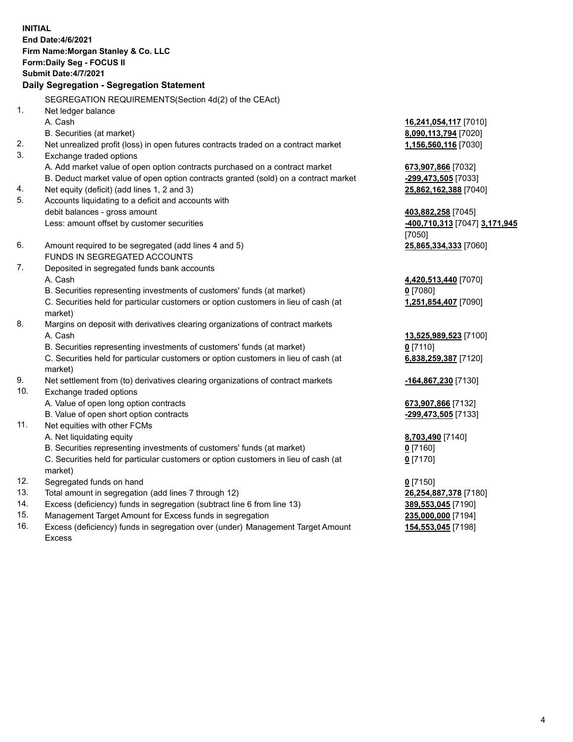**INITIAL**
**End Date:4/6/2021**
**Firm Name:Morgan Stanley & Co. LLC**
**Form:Daily Seg - FOCUS II**
**Submit Date:4/7/2021**

**Daily Segregation - Segregation Statement**

SEGREGATION REQUIREMENTS(Section 4d(2) of the CEAct)

| | | |
|---|---|---|
| 1. | Net ledger balance | |
| | A. Cash | **16,241,054,117** [7010] |
| | B. Securities (at market) | **8,090,113,794** [7020] |
| 2. | Net unrealized profit (loss) in open futures contracts traded on a contract market | **1,156,560,116** [7030] |
| 3. | Exchange traded options | |
| | A. Add market value of open option contracts purchased on a contract market | **673,907,866** [7032] |
| | B. Deduct market value of open option contracts granted (sold) on a contract market | **-299,473,505** [7033] |
| 4. | Net equity (deficit) (add lines 1, 2 and 3) | **25,862,162,388** [7040] |
| 5. | Accounts liquidating to a deficit and accounts with debit balances - gross amount | **403,882,258** [7045] |
| | Less: amount offset by customer securities | **-400,710,313** [7047] **3,171,945** [7050] |
| 6. | Amount required to be segregated (add lines 4 and 5) | **25,865,334,333** [7060] |
| | FUNDS IN SEGREGATED ACCOUNTS | |
| 7. | Deposited in segregated funds bank accounts | |
| | A. Cash | **4,420,513,440** [7070] |
| | B. Securities representing investments of customers' funds (at market) | **0** [7080] |
| | C. Securities held for particular customers or option customers in lieu of cash (at market) | **1,251,854,407** [7090] |
| 8. | Margins on deposit with derivatives clearing organizations of contract markets | |
| | A. Cash | **13,525,989,523** [7100] |
| | B. Securities representing investments of customers' funds (at market) | **0** [7110] |
| | C. Securities held for particular customers or option customers in lieu of cash (at market) | **6,838,259,387** [7120] |
| 9. | Net settlement from (to) derivatives clearing organizations of contract markets | **-164,867,230** [7130] |
| 10. | Exchange traded options | |
| | A. Value of open long option contracts | **673,907,866** [7132] |
| | B. Value of open short option contracts | **-299,473,505** [7133] |
| 11. | Net equities with other FCMs | |
| | A. Net liquidating equity | **8,703,490** [7140] |
| | B. Securities representing investments of customers' funds (at market) | **0** [7160] |
| | C. Securities held for particular customers or option customers in lieu of cash (at market) | **0** [7170] |
| 12. | Segregated funds on hand | **0** [7150] |
| 13. | Total amount in segregation (add lines 7 through 12) | **26,254,887,378** [7180] |
| 14. | Excess (deficiency) funds in segregation (subtract line 6 from line 13) | **389,553,045** [7190] |
| 15. | Management Target Amount for Excess funds in segregation | **235,000,000** [7194] |
| 16. | Excess (deficiency) funds in segregation over (under) Management Target Amount Excess | **154,553,045** [7198] |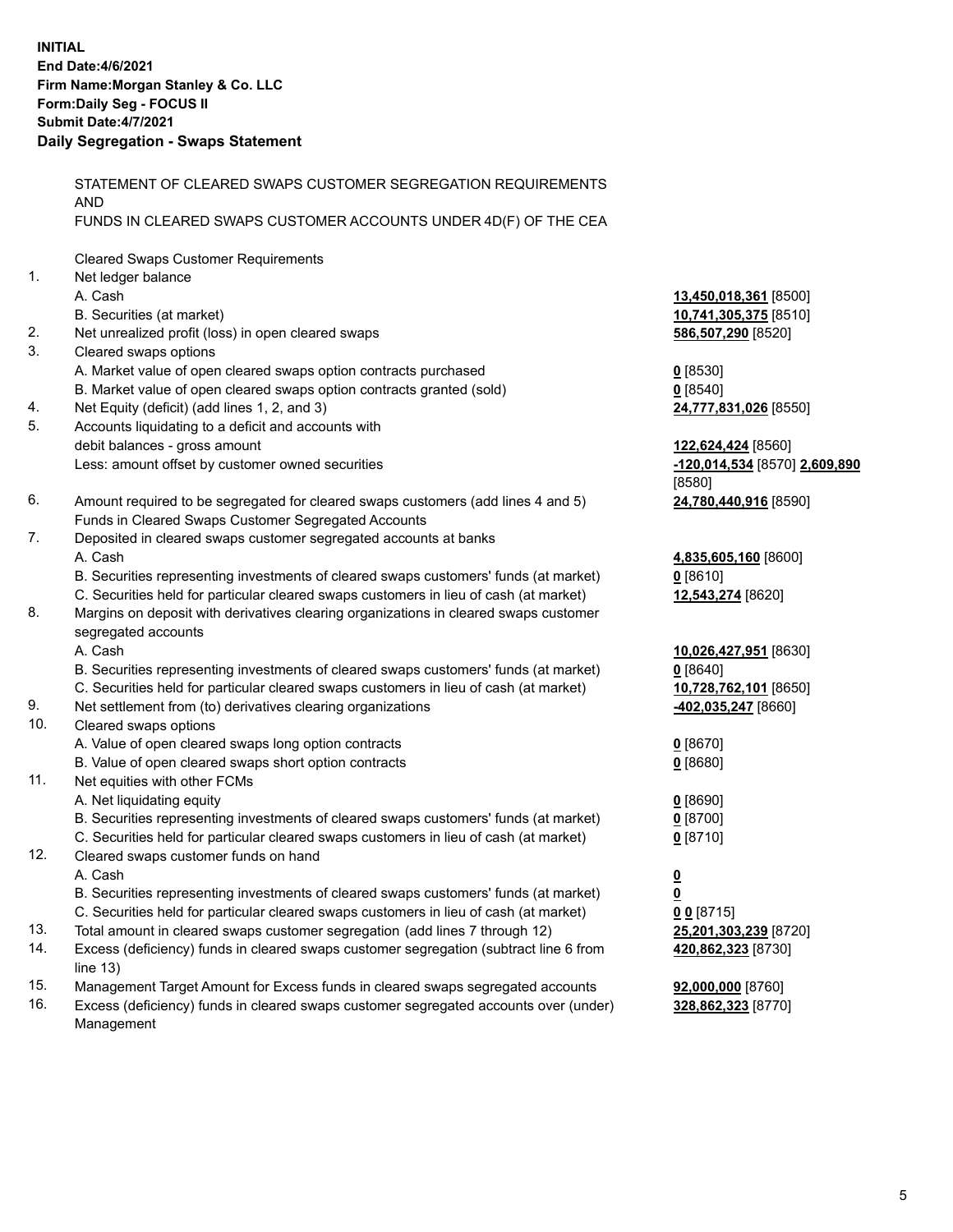**INITIAL**
**End Date:4/6/2021**
**Firm Name:Morgan Stanley & Co. LLC**
**Form:Daily Seg - FOCUS II**
**Submit Date:4/7/2021**
**Daily Segregation - Swaps Statement**

STATEMENT OF CLEARED SWAPS CUSTOMER SEGREGATION REQUIREMENTS AND FUNDS IN CLEARED SWAPS CUSTOMER ACCOUNTS UNDER 4D(F) OF THE CEA

| | | |
|---|---|---|
| | Cleared Swaps Customer Requirements | |
| 1. | Net ledger balance | |
| | A. Cash | **13,450,018,361** [8500] |
| | B. Securities (at market) | **10,741,305,375** [8510] |
| 2. | Net unrealized profit (loss) in open cleared swaps | **586,507,290** [8520] |
| 3. | Cleared swaps options | |
| | A. Market value of open cleared swaps option contracts purchased | **0** [8530] |
| | B. Market value of open cleared swaps option contracts granted (sold) | **0** [8540] |
| 4. | Net Equity (deficit) (add lines 1, 2, and 3) | **24,777,831,026** [8550] |
| 5. | Accounts liquidating to a deficit and accounts with debit balances - gross amount | **122,624,424** [8560] |
| | Less: amount offset by customer owned securities | **-120,014,534** [8570] **2,609,890** [8580] |
| 6. | Amount required to be segregated for cleared swaps customers (add lines 4 and 5) | **24,780,440,916** [8590] |
| | Funds in Cleared Swaps Customer Segregated Accounts | |
| 7. | Deposited in cleared swaps customer segregated accounts at banks | |
| | A. Cash | **4,835,605,160** [8600] |
| | B. Securities representing investments of cleared swaps customers' funds (at market) | **0** [8610] |
| | C. Securities held for particular cleared swaps customers in lieu of cash (at market) | **12,543,274** [8620] |
| 8. | Margins on deposit with derivatives clearing organizations in cleared swaps customer segregated accounts | |
| | A. Cash | **10,026,427,951** [8630] |
| | B. Securities representing investments of cleared swaps customers' funds (at market) | **0** [8640] |
| | C. Securities held for particular cleared swaps customers in lieu of cash (at market) | **10,728,762,101** [8650] |
| 9. | Net settlement from (to) derivatives clearing organizations | **-402,035,247** [8660] |
| 10. | Cleared swaps options | |
| | A. Value of open cleared swaps long option contracts | **0** [8670] |
| | B. Value of open cleared swaps short option contracts | **0** [8680] |
| 11. | Net equities with other FCMs | |
| | A. Net liquidating equity | **0** [8690] |
| | B. Securities representing investments of cleared swaps customers' funds (at market) | **0** [8700] |
| | C. Securities held for particular cleared swaps customers in lieu of cash (at market) | **0** [8710] |
| 12. | Cleared swaps customer funds on hand | |
| | A. Cash | **0** |
| | B. Securities representing investments of cleared swaps customers' funds (at market) | **0** |
| | C. Securities held for particular cleared swaps customers in lieu of cash (at market) | **0** **0** [8715] |
| 13. | Total amount in cleared swaps customer segregation (add lines 7 through 12) | **25,201,303,239** [8720] |
| 14. | Excess (deficiency) funds in cleared swaps customer segregation (subtract line 6 from line 13) | **420,862,323** [8730] |
| 15. | Management Target Amount for Excess funds in cleared swaps segregated accounts | **92,000,000** [8760] |
| 16. | Excess (deficiency) funds in cleared swaps customer segregated accounts over (under) Management | **328,862,323** [8770] |